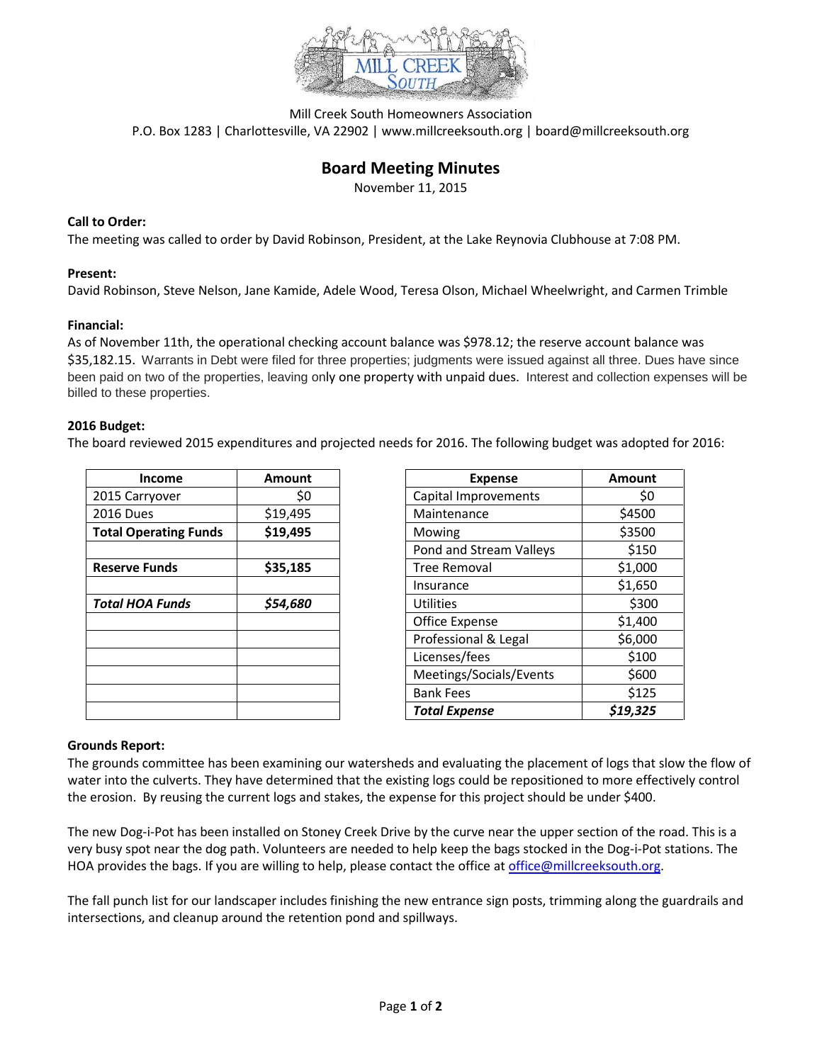Mill Creek South Homeowners Association
P.O. Box 1283 | Charlottesville, VA 22902 | www.millcreeksouth.org | board@millcreeksouth.org

# Board Meeting Minutes

November 11, 2015

**Call to Order:**
The meeting was called to order by David Robinson, President, at the Lake Reynovia Clubhouse at 7:08 PM.

**Present:**
David Robinson, Steve Nelson, Jane Kamide, Adele Wood, Teresa Olson, Michael Wheelwright, and Carmen Trimble

**Financial:**
As of November 11th, the operational checking account balance was $978.12; the reserve account balance was $35,182.15. Warrants in Debt were filed for three properties; judgments were issued against all three. Dues have since been paid on two of the properties, leaving only one property with unpaid dues. Interest and collection expenses will be billed to these properties.

**2016 Budget:**
The board reviewed 2015 expenditures and projected needs for 2016. The following budget was adopted for 2016:

| Income | Amount |
|---|---|
| 2015 Carryover | $0 |
| 2016 Dues | $19,495 |
| **Total Operating Funds** | **$19,495** |
| | |
| **Reserve Funds** | **$35,185** |
| | |
| ***Total HOA Funds*** | ***$54,680*** |

| Expense | Amount |
|---|---|
| Capital Improvements | $0 |
| Maintenance | $4500 |
| Mowing | $3500 |
| Pond and Stream Valleys | $150 |
| Tree Removal | $1,000 |
| Insurance | $1,650 |
| Utilities | $300 |
| Office Expense | $1,400 |
| Professional & Legal | $6,000 |
| Licenses/fees | $100 |
| Meetings/Socials/Events | $600 |
| Bank Fees | $125 |
| ***Total Expense*** | ***$19,325*** |

**Grounds Report:**
The grounds committee has been examining our watersheds and evaluating the placement of logs that slow the flow of water into the culverts. They have determined that the existing logs could be repositioned to more effectively control the erosion. By reusing the current logs and stakes, the expense for this project should be under $400.

The new Dog-i-Pot has been installed on Stoney Creek Drive by the curve near the upper section of the road. This is a very busy spot near the dog path. Volunteers are needed to help keep the bags stocked in the Dog-i-Pot stations. The HOA provides the bags. If you are willing to help, please contact the office at office@millcreeksouth.org.

The fall punch list for our landscaper includes finishing the new entrance sign posts, trimming along the guardrails and intersections, and cleanup around the retention pond and spillways.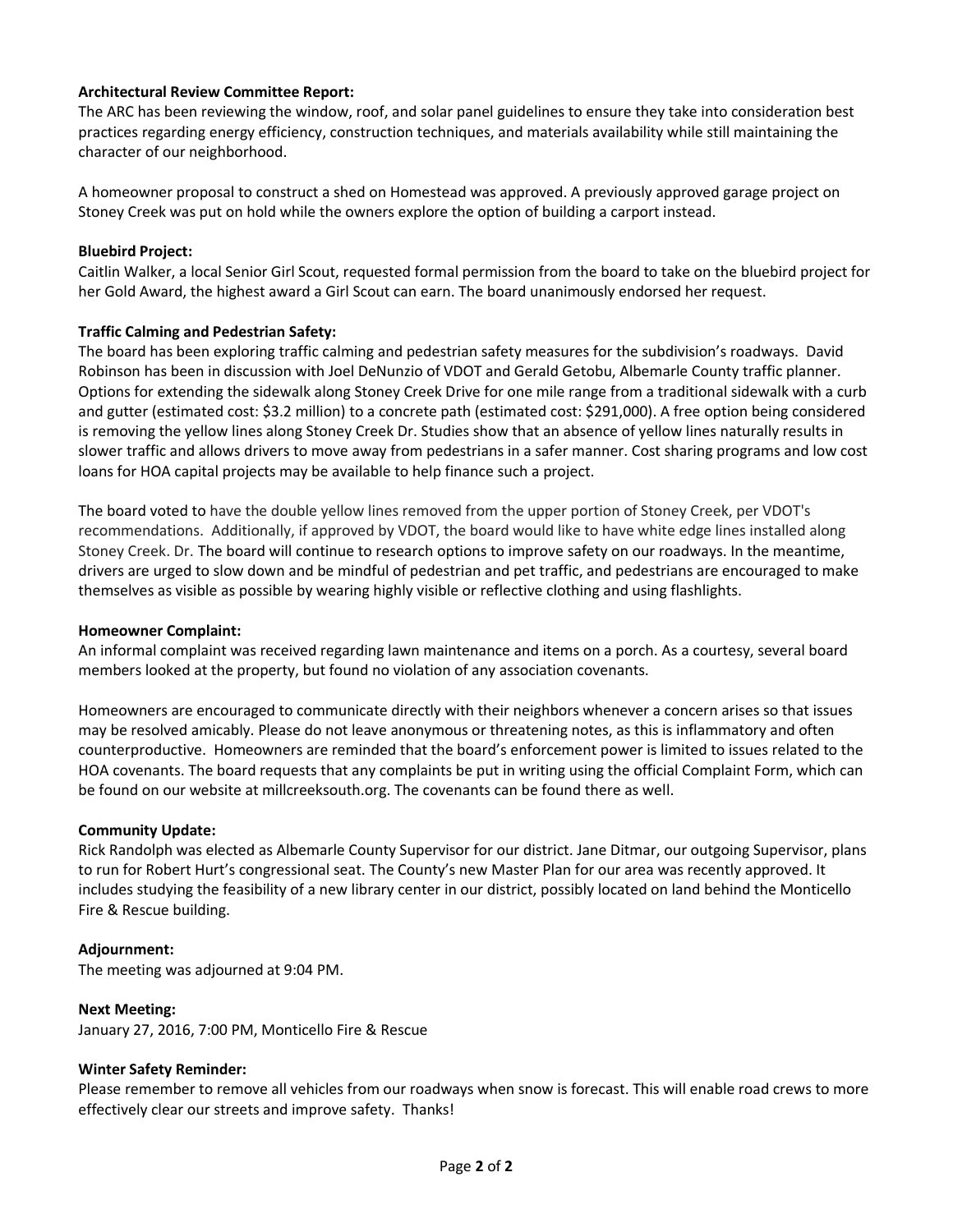**Architectural Review Committee Report:**

The ARC has been reviewing the window, roof, and solar panel guidelines to ensure they take into consideration best practices regarding energy efficiency, construction techniques, and materials availability while still maintaining the character of our neighborhood.

A homeowner proposal to construct a shed on Homestead was approved. A previously approved garage project on Stoney Creek was put on hold while the owners explore the option of building a carport instead.

**Bluebird Project:**

Caitlin Walker, a local Senior Girl Scout, requested formal permission from the board to take on the bluebird project for her Gold Award, the highest award a Girl Scout can earn. The board unanimously endorsed her request.

**Traffic Calming and Pedestrian Safety:**

The board has been exploring traffic calming and pedestrian safety measures for the subdivision's roadways. David Robinson has been in discussion with Joel DeNunzio of VDOT and Gerald Getobu, Albemarle County traffic planner. Options for extending the sidewalk along Stoney Creek Drive for one mile range from a traditional sidewalk with a curb and gutter (estimated cost: $3.2 million) to a concrete path (estimated cost: $291,000). A free option being considered is removing the yellow lines along Stoney Creek Dr. Studies show that an absence of yellow lines naturally results in slower traffic and allows drivers to move away from pedestrians in a safer manner. Cost sharing programs and low cost loans for HOA capital projects may be available to help finance such a project.

The board voted to have the double yellow lines removed from the upper portion of Stoney Creek, per VDOT's recommendations. Additionally, if approved by VDOT, the board would like to have white edge lines installed along Stoney Creek. Dr. The board will continue to research options to improve safety on our roadways. In the meantime, drivers are urged to slow down and be mindful of pedestrian and pet traffic, and pedestrians are encouraged to make themselves as visible as possible by wearing highly visible or reflective clothing and using flashlights.

**Homeowner Complaint:**

An informal complaint was received regarding lawn maintenance and items on a porch. As a courtesy, several board members looked at the property, but found no violation of any association covenants.

Homeowners are encouraged to communicate directly with their neighbors whenever a concern arises so that issues may be resolved amicably. Please do not leave anonymous or threatening notes, as this is inflammatory and often counterproductive. Homeowners are reminded that the board's enforcement power is limited to issues related to the HOA covenants. The board requests that any complaints be put in writing using the official Complaint Form, which can be found on our website at millcreeksouth.org. The covenants can be found there as well.

**Community Update:**

Rick Randolph was elected as Albemarle County Supervisor for our district. Jane Ditmar, our outgoing Supervisor, plans to run for Robert Hurt's congressional seat. The County's new Master Plan for our area was recently approved. It includes studying the feasibility of a new library center in our district, possibly located on land behind the Monticello Fire & Rescue building.

**Adjournment:**

The meeting was adjourned at 9:04 PM.

**Next Meeting:**

January 27, 2016, 7:00 PM, Monticello Fire & Rescue

**Winter Safety Reminder:**

Please remember to remove all vehicles from our roadways when snow is forecast. This will enable road crews to more effectively clear our streets and improve safety. Thanks!